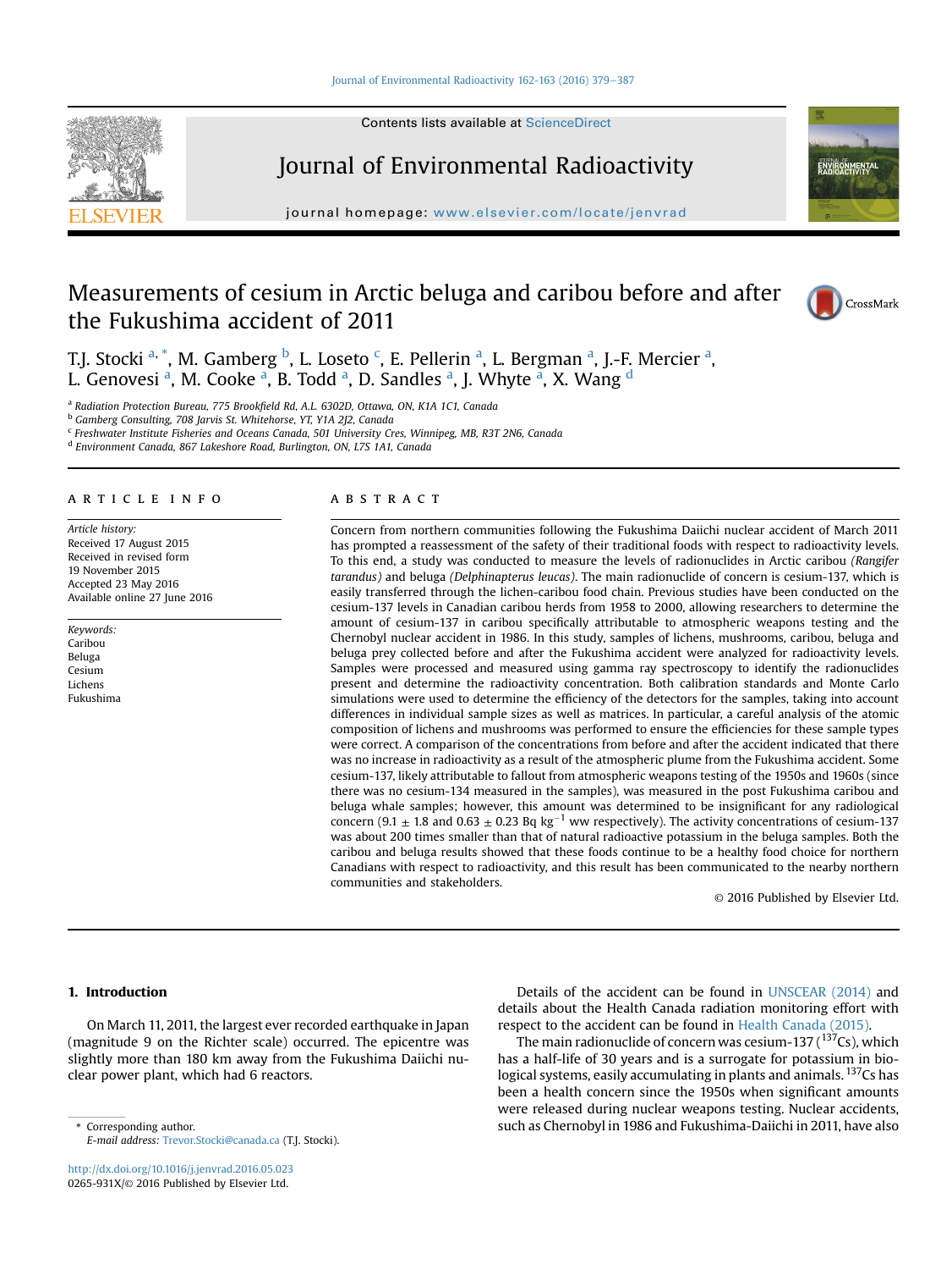# Measurements of cesium in Arctic beluga and caribou before and after the Fukushima accident of 2011

T.J. Stocki [a,*], M. Gamberg [b], L. Loseto [c], E. Pellerin [a], L. Bergman [a], J.-F. Mercier [a], L. Genovesi [a], M. Cooke [a], B. Todd [a], D. Sandles [a], J. Whyte [a], X. Wang [d]

[a] Radiation Protection Bureau, 775 Brookfield Rd, A.L. 6302D, Ottawa, ON, K1A 1C1, Canada

[b] Gamberg Consulting, 708 Jarvis St. Whitehorse, YT, Y1A 2J2, Canada

[c] Freshwater Institute Fisheries and Oceans Canada, 501 University Cres, Winnipeg, MB, R3T 2N6, Canada

[d] Environment Canada, 867 Lakeshore Road, Burlington, ON, L7S 1A1, Canada

## ARTICLE INFO

*Article history:*
Received 17 August 2015
Received in revised form
19 November 2015
Accepted 23 May 2016
Available online 27 June 2016

*Keywords:*
Caribou
Beluga
Cesium
Lichens
Fukushima

## ABSTRACT

Concern from northern communities following the Fukushima Daiichi nuclear accident of March 2011 has prompted a reassessment of the safety of their traditional foods with respect to radioactivity levels. To this end, a study was conducted to measure the levels of radionuclides in Arctic caribou *(Rangifer tarandus)* and beluga *(Delphinapterus leucas)*. The main radionuclide of concern is cesium-137, which is easily transferred through the lichen-caribou food chain. Previous studies have been conducted on the cesium-137 levels in Canadian caribou herds from 1958 to 2000, allowing researchers to determine the amount of cesium-137 in caribou specifically attributable to atmospheric weapons testing and the Chernobyl nuclear accident in 1986. In this study, samples of lichens, mushrooms, caribou, beluga and beluga prey collected before and after the Fukushima accident were analyzed for radioactivity levels. Samples were processed and measured using gamma ray spectroscopy to identify the radionuclides present and determine the radioactivity concentration. Both calibration standards and Monte Carlo simulations were used to determine the efficiency of the detectors for the samples, taking into account differences in individual sample sizes as well as matrices. In particular, a careful analysis of the atomic composition of lichens and mushrooms was performed to ensure the efficiencies for these sample types were correct. A comparison of the concentrations from before and after the accident indicated that there was no increase in radioactivity as a result of the atmospheric plume from the Fukushima accident. Some cesium-137, likely attributable to fallout from atmospheric weapons testing of the 1950s and 1960s (since there was no cesium-134 measured in the samples), was measured in the post Fukushima caribou and beluga whale samples; however, this amount was determined to be insignificant for any radiological concern (9.1 ± 1.8 and 0.63 ± 0.23 Bq $kg^{-1}$ ww respectively). The activity concentrations of cesium-137 was about 200 times smaller than that of natural radioactive potassium in the beluga samples. Both the caribou and beluga results showed that these foods continue to be a healthy food choice for northern Canadians with respect to radioactivity, and this result has been communicated to the nearby northern communities and stakeholders.

© 2016 Published by Elsevier Ltd.

## 1. Introduction

On March 11, 2011, the largest ever recorded earthquake in Japan (magnitude 9 on the Richter scale) occurred. The epicentre was slightly more than 180 km away from the Fukushima Daiichi nuclear power plant, which had 6 reactors.

Details of the accident can be found in UNSCEAR (2014) and details about the Health Canada radiation monitoring effort with respect to the accident can be found in Health Canada (2015).

The main radionuclide of concern was cesium-137 ($^{137}Cs$), which has a half-life of 30 years and is a surrogate for potassium in biological systems, easily accumulating in plants and animals. $^{137}Cs$ has been a health concern since the 1950s when significant amounts were released during nuclear weapons testing. Nuclear accidents, such as Chernobyl in 1986 and Fukushima-Daiichi in 2011, have also

\* Corresponding author.
*E-mail address:* Trevor.Stocki@canada.ca (T.J. Stocki).

http://dx.doi.org/10.1016/j.jenvrad.2016.05.023
0265-931X/© 2016 Published by Elsevier Ltd.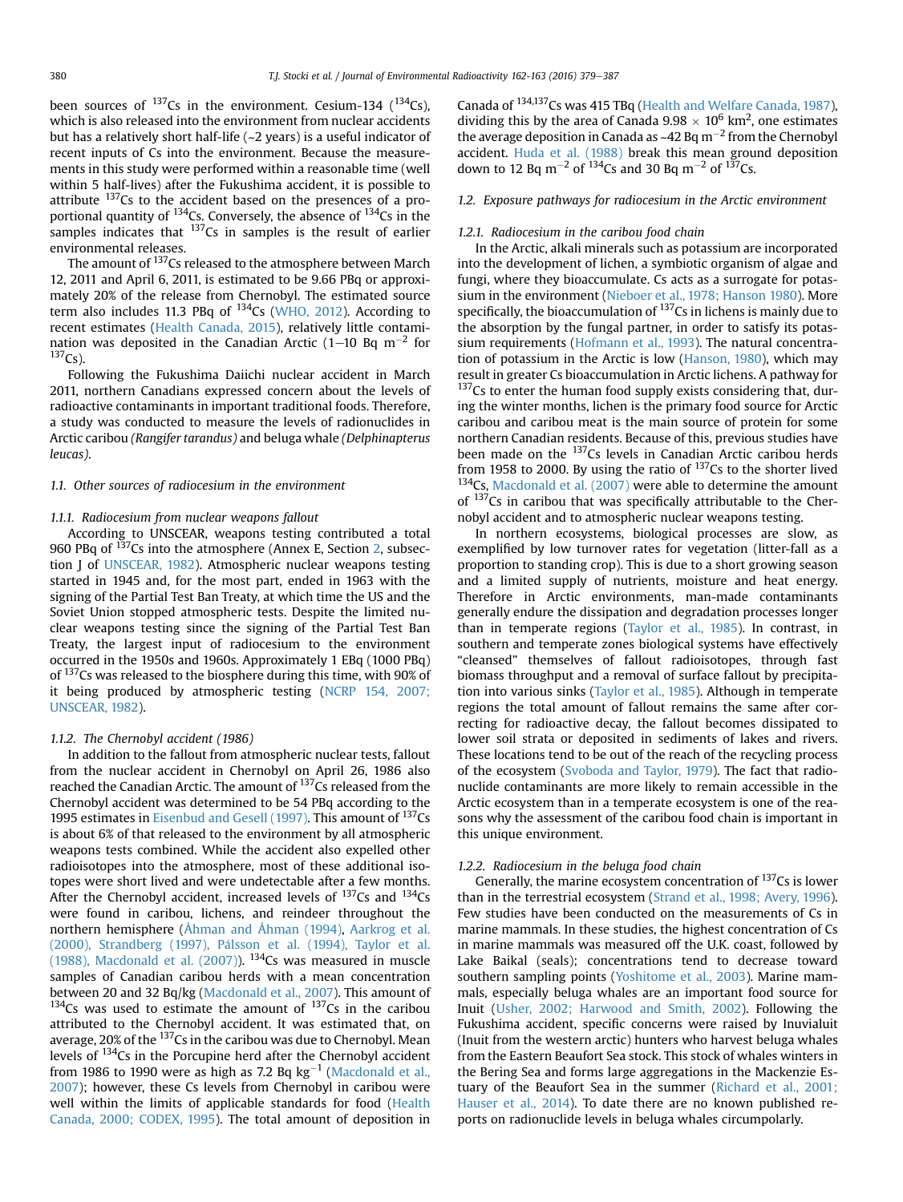been sources of $^{137}$Cs in the environment. Cesium-134 ($^{134}$Cs), which is also released into the environment from nuclear accidents but has a relatively short half-life (~2 years) is a useful indicator of recent inputs of Cs into the environment. Because the measurements in this study were performed within a reasonable time (well within 5 half-lives) after the Fukushima accident, it is possible to attribute $^{137}$Cs to the accident based on the presences of a proportional quantity of $^{134}$Cs. Conversely, the absence of $^{134}$Cs in the samples indicates that $^{137}$Cs in samples is the result of earlier environmental releases.

The amount of $^{137}$Cs released to the atmosphere between March 12, 2011 and April 6, 2011, is estimated to be 9.66 PBq or approximately 20% of the release from Chernobyl. The estimated source term also includes 11.3 PBq of $^{134}$Cs (WHO, 2012). According to recent estimates (Health Canada, 2015), relatively little contamination was deposited in the Canadian Arctic (1–10 Bq m$^{-2}$ for $^{137}$Cs).

Following the Fukushima Daiichi nuclear accident in March 2011, northern Canadians expressed concern about the levels of radioactive contaminants in important traditional foods. Therefore, a study was conducted to measure the levels of radionuclides in Arctic caribou *(Rangifer tarandus)* and beluga whale *(Delphinapterus leucas)*.

### 1.1. Other sources of radiocesium in the environment

#### 1.1.1. Radiocesium from nuclear weapons fallout

According to UNSCEAR, weapons testing contributed a total 960 PBq of $^{137}$Cs into the atmosphere (Annex E, Section 2, subsection J of UNSCEAR, 1982). Atmospheric nuclear weapons testing started in 1945 and, for the most part, ended in 1963 with the signing of the Partial Test Ban Treaty, at which time the US and the Soviet Union stopped atmospheric tests. Despite the limited nuclear weapons testing since the signing of the Partial Test Ban Treaty, the largest input of radiocesium to the environment occurred in the 1950s and 1960s. Approximately 1 EBq (1000 PBq) of $^{137}$Cs was released to the biosphere during this time, with 90% of it being produced by atmospheric testing (NCRP 154, 2007; UNSCEAR, 1982).

#### 1.1.2. The Chernobyl accident (1986)

In addition to the fallout from atmospheric nuclear tests, fallout from the nuclear accident in Chernobyl on April 26, 1986 also reached the Canadian Arctic. The amount of $^{137}$Cs released from the Chernobyl accident was determined to be 54 PBq according to the 1995 estimates in Eisenbud and Gesell (1997). This amount of $^{137}$Cs is about 6% of that released to the environment by all atmospheric weapons tests combined. While the accident also expelled other radioisotopes into the atmosphere, most of these additional isotopes were short lived and were undetectable after a few months. After the Chernobyl accident, increased levels of $^{137}$Cs and $^{134}$Cs were found in caribou, lichens, and reindeer throughout the northern hemisphere (Åhman and Åhman (1994), Aarkrog et al. (2000), Strandberg (1997), Pálsson et al. (1994), Taylor et al. (1988), Macdonald et al. (2007)). $^{134}$Cs was measured in muscle samples of Canadian caribou herds with a mean concentration between 20 and 32 Bq/kg (Macdonald et al., 2007). This amount of $^{134}$Cs was used to estimate the amount of $^{137}$Cs in the caribou attributed to the Chernobyl accident. It was estimated that, on average, 20% of the $^{137}$Cs in the caribou was due to Chernobyl. Mean levels of $^{134}$Cs in the Porcupine herd after the Chernobyl accident from 1986 to 1990 were as high as 7.2 Bq kg$^{-1}$ (Macdonald et al., 2007); however, these Cs levels from Chernobyl in caribou were well within the limits of applicable standards for food (Health Canada, 2000; CODEX, 1995). The total amount of deposition in Canada of $^{134,137}$Cs was 415 TBq (Health and Welfare Canada, 1987), dividing this by the area of Canada 9.98 × 10$^{6}$ km$^{2}$, one estimates the average deposition in Canada as ~42 Bq m$^{-2}$ from the Chernobyl accident. Huda et al. (1988) break this mean ground deposition down to 12 Bq m$^{-2}$ of $^{134}$Cs and 30 Bq m$^{-2}$ of $^{137}$Cs.

### 1.2. Exposure pathways for radiocesium in the Arctic environment

#### 1.2.1. Radiocesium in the caribou food chain

In the Arctic, alkali minerals such as potassium are incorporated into the development of lichen, a symbiotic organism of algae and fungi, where they bioaccumulate. Cs acts as a surrogate for potassium in the environment (Nieboer et al., 1978; Hanson 1980). More specifically, the bioaccumulation of $^{137}$Cs in lichens is mainly due to the absorption by the fungal partner, in order to satisfy its potassium requirements (Hofmann et al., 1993). The natural concentration of potassium in the Arctic is low (Hanson, 1980), which may result in greater Cs bioaccumulation in Arctic lichens. A pathway for $^{137}$Cs to enter the human food supply exists considering that, during the winter months, lichen is the primary food source for Arctic caribou and caribou meat is the main source of protein for some northern Canadian residents. Because of this, previous studies have been made on the $^{137}$Cs levels in Canadian Arctic caribou herds from 1958 to 2000. By using the ratio of $^{137}$Cs to the shorter lived $^{134}$Cs, Macdonald et al. (2007) were able to determine the amount of $^{137}$Cs in caribou that was specifically attributable to the Chernobyl accident and to atmospheric nuclear weapons testing.

In northern ecosystems, biological processes are slow, as exemplified by low turnover rates for vegetation (litter-fall as a proportion to standing crop). This is due to a short growing season and a limited supply of nutrients, moisture and heat energy. Therefore in Arctic environments, man-made contaminants generally endure the dissipation and degradation processes longer than in temperate regions (Taylor et al., 1985). In contrast, in southern and temperate zones biological systems have effectively "cleansed" themselves of fallout radioisotopes, through fast biomass throughput and a removal of surface fallout by precipitation into various sinks (Taylor et al., 1985). Although in temperate regions the total amount of fallout remains the same after correcting for radioactive decay, the fallout becomes dissipated to lower soil strata or deposited in sediments of lakes and rivers. These locations tend to be out of the reach of the recycling process of the ecosystem (Svoboda and Taylor, 1979). The fact that radionuclide contaminants are more likely to remain accessible in the Arctic ecosystem than in a temperate ecosystem is one of the reasons why the assessment of the caribou food chain is important in this unique environment.

#### 1.2.2. Radiocesium in the beluga food chain

Generally, the marine ecosystem concentration of $^{137}$Cs is lower than in the terrestrial ecosystem (Strand et al., 1998; Avery, 1996). Few studies have been conducted on the measurements of Cs in marine mammals. In these studies, the highest concentration of Cs in marine mammals was measured off the U.K. coast, followed by Lake Baikal (seals); concentrations tend to decrease toward southern sampling points (Yoshitome et al., 2003). Marine mammals, especially beluga whales are an important food source for Inuit (Usher, 2002; Harwood and Smith, 2002). Following the Fukushima accident, specific concerns were raised by Inuvialuit (Inuit from the western arctic) hunters who harvest beluga whales from the Eastern Beaufort Sea stock. This stock of whales winters in the Bering Sea and forms large aggregations in the Mackenzie Estuary of the Beaufort Sea in the summer (Richard et al., 2001; Hauser et al., 2014). To date there are no known published reports on radionuclide levels in beluga whales circumpolarly.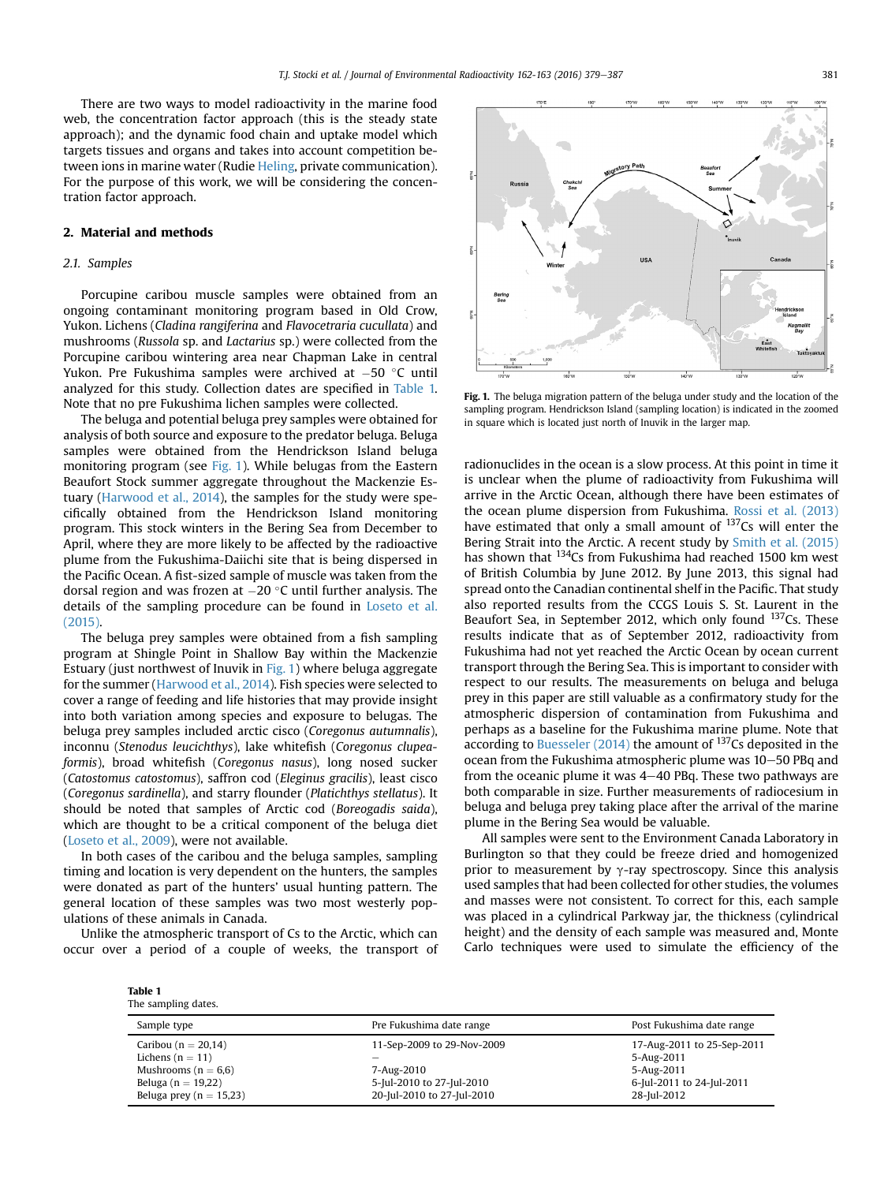There are two ways to model radioactivity in the marine food web, the concentration factor approach (this is the steady state approach); and the dynamic food chain and uptake model which targets tissues and organs and takes into account competition between ions in marine water (Rudie Heling, private communication). For the purpose of this work, we will be considering the concentration factor approach.

## 2. Material and methods

### 2.1. Samples

Porcupine caribou muscle samples were obtained from an ongoing contaminant monitoring program based in Old Crow, Yukon. Lichens (*Cladina rangiferina* and *Flavocetraria cucullata*) and mushrooms (*Russola* sp. and *Lactarius* sp.) were collected from the Porcupine caribou wintering area near Chapman Lake in central Yukon. Pre Fukushima samples were archived at −50 °C until analyzed for this study. Collection dates are specified in Table 1. Note that no pre Fukushima lichen samples were collected.

The beluga and potential beluga prey samples were obtained for analysis of both source and exposure to the predator beluga. Beluga samples were obtained from the Hendrickson Island beluga monitoring program (see Fig. 1). While belugas from the Eastern Beaufort Stock summer aggregate throughout the Mackenzie Estuary (Harwood et al., 2014), the samples for the study were specifically obtained from the Hendrickson Island monitoring program. This stock winters in the Bering Sea from December to April, where they are more likely to be affected by the radioactive plume from the Fukushima-Daiichi site that is being dispersed in the Pacific Ocean. A fist-sized sample of muscle was taken from the dorsal region and was frozen at −20 °C until further analysis. The details of the sampling procedure can be found in Loseto et al. (2015).

The beluga prey samples were obtained from a fish sampling program at Shingle Point in Shallow Bay within the Mackenzie Estuary (just northwest of Inuvik in Fig. 1) where beluga aggregate for the summer (Harwood et al., 2014). Fish species were selected to cover a range of feeding and life histories that may provide insight into both variation among species and exposure to belugas. The beluga prey samples included arctic cisco (*Coregonus autumnalis*), inconnu (*Stenodus leucichthys*), lake whitefish (*Coregonus clupeaformis*), broad whitefish (*Coregonus nasus*), long nosed sucker (*Catostomus catostomus*), saffron cod (*Eleginus gracilis*), least cisco (*Coregonus sardinella*), and starry flounder (*Platichthys stellatus*). It should be noted that samples of Arctic cod (*Boreogadis saida*), which are thought to be a critical component of the beluga diet (Loseto et al., 2009), were not available.

In both cases of the caribou and the beluga samples, sampling timing and location is very dependent on the hunters, the samples were donated as part of the hunters' usual hunting pattern. The general location of these samples was two most westerly populations of these animals in Canada.

Unlike the atmospheric transport of Cs to the Arctic, which can occur over a period of a couple of weeks, the transport of radionuclides in the ocean is a slow process. At this point in time it is unclear when the plume of radioactivity from Fukushima will arrive in the Arctic Ocean, although there have been estimates of the ocean plume dispersion from Fukushima. Rossi et al. (2013) have estimated that only a small amount of $^{137}$Cs will enter the Bering Strait into the Arctic. A recent study by Smith et al. (2015) has shown that $^{134}$Cs from Fukushima had reached 1500 km west of British Columbia by June 2012. By June 2013, this signal had spread onto the Canadian continental shelf in the Pacific. That study also reported results from the CCGS Louis S. St. Laurent in the Beaufort Sea, in September 2012, which only found $^{137}$Cs. These results indicate that as of September 2012, radioactivity from Fukushima had not yet reached the Arctic Ocean by ocean current transport through the Bering Sea. This is important to consider with respect to our results. The measurements on beluga and beluga prey in this paper are still valuable as a confirmatory study for the atmospheric dispersion of contamination from Fukushima and perhaps as a baseline for the Fukushima marine plume. Note that according to Buesseler (2014) the amount of $^{137}$Cs deposited in the ocean from the Fukushima atmospheric plume was 10–50 PBq and from the oceanic plume it was 4–40 PBq. These two pathways are both comparable in size. Further measurements of radiocesium in beluga and beluga prey taking place after the arrival of the marine plume in the Bering Sea would be valuable.

All samples were sent to the Environment Canada Laboratory in Burlington so that they could be freeze dried and homogenized prior to measurement by γ-ray spectroscopy. Since this analysis used samples that had been collected for other studies, the volumes and masses were not consistent. To correct for this, each sample was placed in a cylindrical Parkway jar, the thickness (cylindrical height) and the density of each sample was measured and, Monte Carlo techniques were used to simulate the efficiency of the

Fig. 1. The beluga migration pattern of the beluga under study and the location of the sampling program. Hendrickson Island (sampling location) is indicated in the zoomed in square which is located just north of Inuvik in the larger map.

Table 1
The sampling dates.

| Sample type | Pre Fukushima date range | Post Fukushima date range |
|---|---|---|
| Caribou (n = 20,14) | 11-Sep-2009 to 29-Nov-2009 | 17-Aug-2011 to 25-Sep-2011 |
| Lichens (n = 11) | – | 5-Aug-2011 |
| Mushrooms (n = 6,6) | 7-Aug-2010 | 5-Aug-2011 |
| Beluga (n = 19,22) | 5-Jul-2010 to 27-Jul-2010 | 6-Jul-2011 to 24-Jul-2011 |
| Beluga prey (n = 15,23) | 20-Jul-2010 to 27-Jul-2010 | 28-Jul-2012 |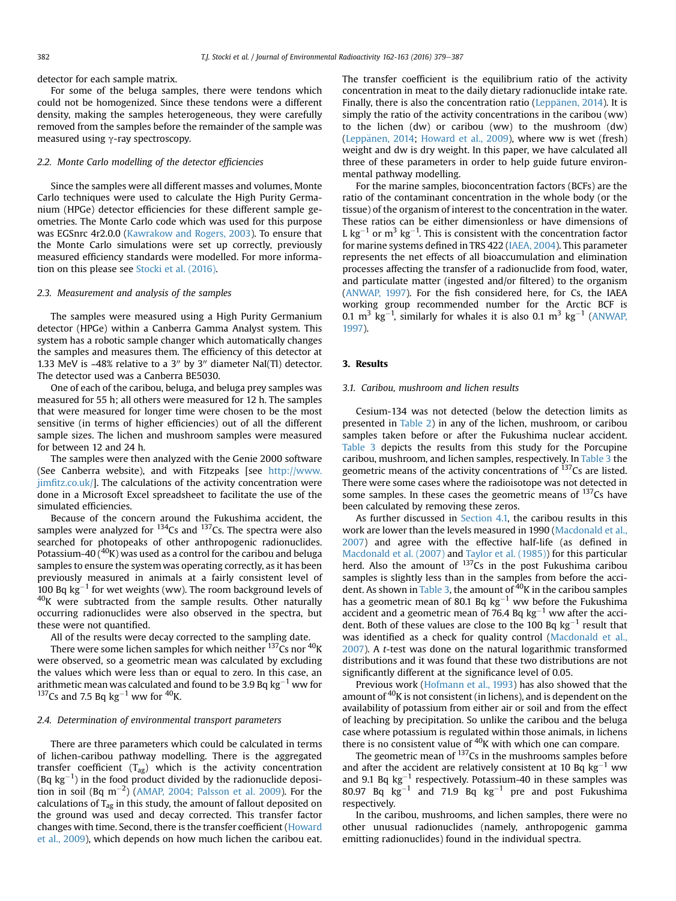detector for each sample matrix.

For some of the beluga samples, there were tendons which could not be homogenized. Since these tendons were a different density, making the samples heterogeneous, they were carefully removed from the samples before the remainder of the sample was measured using γ-ray spectroscopy.

### 2.2. Monte Carlo modelling of the detector efficiencies

Since the samples were all different masses and volumes, Monte Carlo techniques were used to calculate the High Purity Germanium (HPGe) detector efficiencies for these different sample geometries. The Monte Carlo code which was used for this purpose was EGSnrc 4r2.0.0 (Kawrakow and Rogers, 2003). To ensure that the Monte Carlo simulations were set up correctly, previously measured efficiency standards were modelled. For more information on this please see Stocki et al. (2016).

### 2.3. Measurement and analysis of the samples

The samples were measured using a High Purity Germanium detector (HPGe) within a Canberra Gamma Analyst system. This system has a robotic sample changer which automatically changes the samples and measures them. The efficiency of this detector at 1.33 MeV is ~48% relative to a 3″ by 3″ diameter NaI(Tl) detector. The detector used was a Canberra BE5030.

One of each of the caribou, beluga, and beluga prey samples was measured for 55 h; all others were measured for 12 h. The samples that were measured for longer time were chosen to be the most sensitive (in terms of higher efficiencies) out of all the different sample sizes. The lichen and mushroom samples were measured for between 12 and 24 h.

The samples were then analyzed with the Genie 2000 software (See Canberra website), and with Fitzpeaks [see http://www.jimfitz.co.uk/]. The calculations of the activity concentration were done in a Microsoft Excel spreadsheet to facilitate the use of the simulated efficiencies.

Because of the concern around the Fukushima accident, the samples were analyzed for $^{134}$Cs and $^{137}$Cs. The spectra were also searched for photopeaks of other anthropogenic radionuclides. Potassium-40 ($^{40}$K) was used as a control for the caribou and beluga samples to ensure the system was operating correctly, as it has been previously measured in animals at a fairly consistent level of 100 Bq kg$^{-1}$ for wet weights (ww). The room background levels of $^{40}$K were subtracted from the sample results. Other naturally occurring radionuclides were also observed in the spectra, but these were not quantified.

All of the results were decay corrected to the sampling date.

There were some lichen samples for which neither $^{137}$Cs nor $^{40}$K were observed, so a geometric mean was calculated by excluding the values which were less than or equal to zero. In this case, an arithmetic mean was calculated and found to be 3.9 Bq kg$^{-1}$ ww for $^{137}$Cs and 7.5 Bq kg$^{-1}$ ww for $^{40}$K.

### 2.4. Determination of environmental transport parameters

There are three parameters which could be calculated in terms of lichen-caribou pathway modelling. There is the aggregated transfer coefficient ($T_{ag}$) which is the activity concentration (Bq kg$^{-1}$) in the food product divided by the radionuclide deposition in soil (Bq m$^{-2}$) (AMAP, 2004; Palsson et al. 2009). For the calculations of $T_{ag}$ in this study, the amount of fallout deposited on the ground was used and decay corrected. This transfer factor changes with time. Second, there is the transfer coefficient (Howard et al., 2009), which depends on how much lichen the caribou eat. The transfer coefficient is the equilibrium ratio of the activity concentration in meat to the daily dietary radionuclide intake rate. Finally, there is also the concentration ratio (Leppänen, 2014). It is simply the ratio of the activity concentrations in the caribou (ww) to the lichen (dw) or caribou (ww) to the mushroom (dw) (Leppänen, 2014; Howard et al., 2009), where ww is wet (fresh) weight and dw is dry weight. In this paper, we have calculated all three of these parameters in order to help guide future environmental pathway modelling.

For the marine samples, bioconcentration factors (BCFs) are the ratio of the contaminant concentration in the whole body (or the tissue) of the organism of interest to the concentration in the water. These ratios can be either dimensionless or have dimensions of L kg$^{-1}$ or m$^3$ kg$^{-1}$. This is consistent with the concentration factor for marine systems defined in TRS 422 (IAEA, 2004). This parameter represents the net effects of all bioaccumulation and elimination processes affecting the transfer of a radionuclide from food, water, and particulate matter (ingested and/or filtered) to the organism (ANWAP, 1997). For the fish considered here, for Cs, the IAEA working group recommended number for the Arctic BCF is 0.1 m$^3$ kg$^{-1}$, similarly for whales it is also 0.1 m$^3$ kg$^{-1}$ (ANWAP, 1997).

## 3. Results

### 3.1. Caribou, mushroom and lichen results

Cesium-134 was not detected (below the detection limits as presented in Table 2) in any of the lichen, mushroom, or caribou samples taken before or after the Fukushima nuclear accident. Table 3 depicts the results from this study for the Porcupine caribou, mushroom, and lichen samples, respectively. In Table 3 the geometric means of the activity concentrations of $^{137}$Cs are listed. There were some cases where the radioisotope was not detected in some samples. In these cases the geometric means of $^{137}$Cs have been calculated by removing these zeros.

As further discussed in Section 4.1, the caribou results in this work are lower than the levels measured in 1990 (Macdonald et al., 2007) and agree with the effective half-life (as defined in Macdonald et al. (2007) and Taylor et al. (1985)) for this particular herd. Also the amount of $^{137}$Cs in the post Fukushima caribou samples is slightly less than in the samples from before the accident. As shown in Table 3, the amount of $^{40}$K in the caribou samples has a geometric mean of 80.1 Bq kg$^{-1}$ ww before the Fukushima accident and a geometric mean of 76.4 Bq kg$^{-1}$ ww after the accident. Both of these values are close to the 100 Bq kg$^{-1}$ result that was identified as a check for quality control (Macdonald et al., 2007). A *t*-test was done on the natural logarithmic transformed distributions and it was found that these two distributions are not significantly different at the significance level of 0.05.

Previous work (Hofmann et al., 1993) has also showed that the amount of $^{40}$K is not consistent (in lichens), and is dependent on the availability of potassium from either air or soil and from the effect of leaching by precipitation. So unlike the caribou and the beluga case where potassium is regulated within those animals, in lichens there is no consistent value of $^{40}$K with which one can compare.

The geometric mean of $^{137}$Cs in the mushrooms samples before and after the accident are relatively consistent at 10 Bq kg$^{-1}$ ww and 9.1 Bq kg$^{-1}$ respectively. Potassium-40 in these samples was 80.97 Bq kg$^{-1}$ and 71.9 Bq kg$^{-1}$ pre and post Fukushima respectively.

In the caribou, mushrooms, and lichen samples, there were no other unusual radionuclides (namely, anthropogenic gamma emitting radionuclides) found in the individual spectra.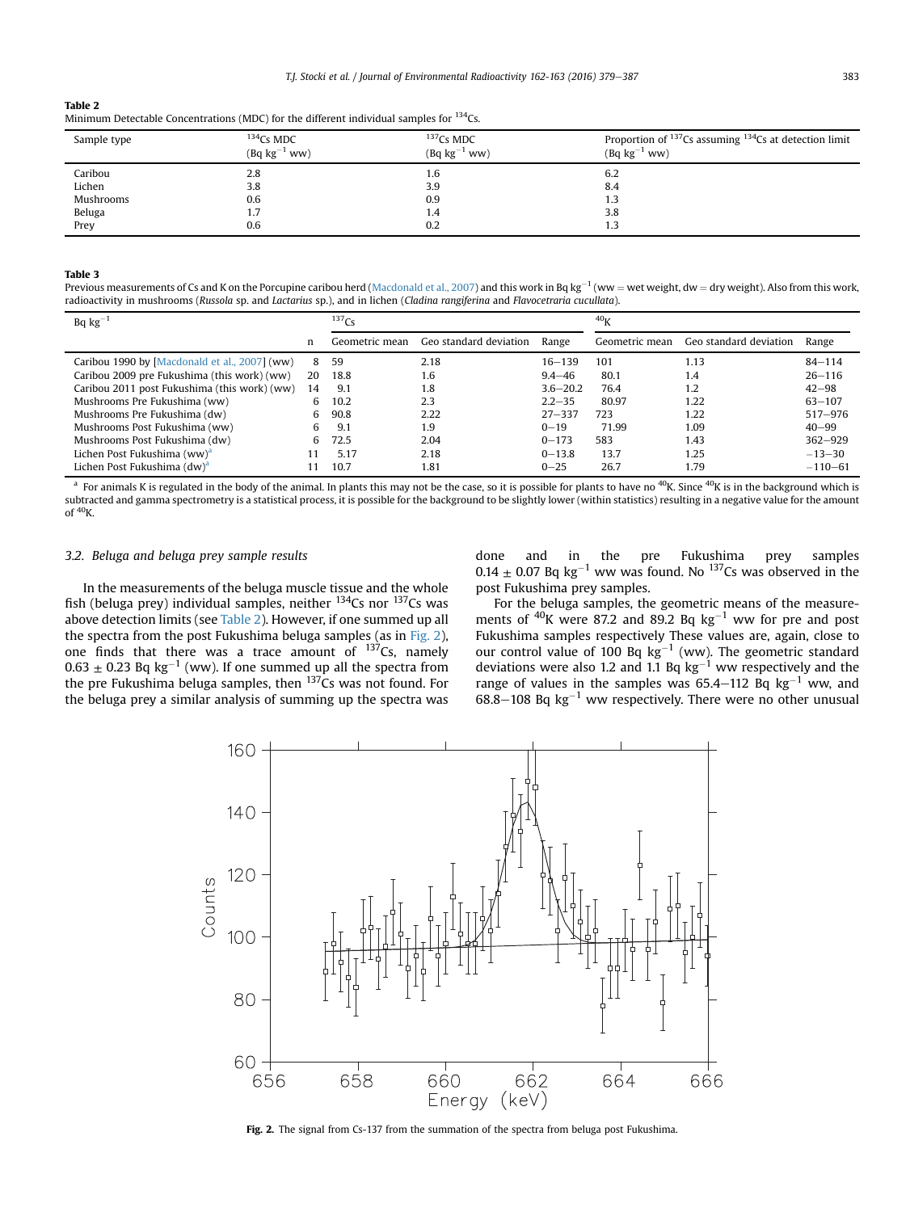**Table 2**
Minimum Detectable Concentrations (MDC) for the different individual samples for $^{134}$Cs.

| Sample type | $^{134}$Cs MDC (Bq kg$^{-1}$ ww) | $^{137}$Cs MDC (Bq kg$^{-1}$ ww) | Proportion of $^{137}$Cs assuming $^{134}$Cs at detection limit (Bq kg$^{-1}$ ww) |
|---|---|---|---|
| Caribou | 2.8 | 1.6 | 6.2 |
| Lichen | 3.8 | 3.9 | 8.4 |
| Mushrooms | 0.6 | 0.9 | 1.3 |
| Beluga | 1.7 | 1.4 | 3.8 |
| Prey | 0.6 | 0.2 | 1.3 |

**Table 3**
Previous measurements of Cs and K on the Porcupine caribou herd (Macdonald et al., 2007) and this work in Bq kg$^{-1}$ (ww = wet weight, dw = dry weight). Also from this work, radioactivity in mushrooms (*Russola* sp. and *Lactarius* sp.), and in lichen (*Cladina rangiferina* and *Flavocetraria cucullata*).

| Bq kg$^{-1}$ | | $^{137}$Cs | | | $^{40}$K | | |
|---|---|---|---|---|---|---|---|
| | n | Geometric mean | Geo standard deviation | Range | Geometric mean | Geo standard deviation | Range |
| Caribou 1990 by [Macdonald et al., 2007] (ww) | 8 | 59 | 2.18 | 16–139 | 101 | 1.13 | 84–114 |
| Caribou 2009 pre Fukushima (this work) (ww) | 20 | 18.8 | 1.6 | 9.4–46 | 80.1 | 1.4 | 26–116 |
| Caribou 2011 post Fukushima (this work) (ww) | 14 | 9.1 | 1.8 | 3.6–20.2 | 76.4 | 1.2 | 42–98 |
| Mushrooms Pre Fukushima (ww) | 6 | 10.2 | 2.3 | 2.2–35 | 80.97 | 1.22 | 63–107 |
| Mushrooms Pre Fukushima (dw) | 6 | 90.8 | 2.22 | 27–337 | 723 | 1.22 | 517–976 |
| Mushrooms Post Fukushima (ww) | 6 | 9.1 | 1.9 | 0–19 | 71.99 | 1.09 | 40–99 |
| Mushrooms Post Fukushima (dw) | 6 | 72.5 | 2.04 | 0–173 | 583 | 1.43 | 362–929 |
| Lichen Post Fukushima (ww)[a] | 11 | 5.17 | 2.18 | 0–13.8 | 13.7 | 1.25 | −13–30 |
| Lichen Post Fukushima (dw)[a] | 11 | 10.7 | 1.81 | 0–25 | 26.7 | 1.79 | −110–61 |

[a] For animals K is regulated in the body of the animal. In plants this may not be the case, so it is possible for plants to have no $^{40}$K. Since $^{40}$K is in the background which is subtracted and gamma spectrometry is a statistical process, it is possible for the background to be slightly lower (within statistics) resulting in a negative value for the amount of $^{40}$K.

### 3.2. Beluga and beluga prey sample results

In the measurements of the beluga muscle tissue and the whole fish (beluga prey) individual samples, neither $^{134}$Cs nor $^{137}$Cs was above detection limits (see Table 2). However, if one summed up all the spectra from the post Fukushima beluga samples (as in Fig. 2), one finds that there was a trace amount of $^{137}$Cs, namely $0.63 \pm 0.23$ Bq kg$^{-1}$ (ww). If one summed up all the spectra from the pre Fukushima beluga samples, then $^{137}$Cs was not found. For the beluga prey a similar analysis of summing up the spectra was done and in the pre Fukushima prey samples $0.14 \pm 0.07$ Bq kg$^{-1}$ ww was found. No $^{137}$Cs was observed in the post Fukushima prey samples.

For the beluga samples, the geometric means of the measurements of $^{40}$K were 87.2 and 89.2 Bq kg$^{-1}$ ww for pre and post Fukushima samples respectively These values are, again, close to our control value of 100 Bq kg$^{-1}$ (ww). The geometric standard deviations were also 1.2 and 1.1 Bq kg$^{-1}$ ww respectively and the range of values in the samples was 65.4–112 Bq kg$^{-1}$ ww, and 68.8–108 Bq kg$^{-1}$ ww respectively. There were no other unusual

**Fig. 2.** The signal from Cs-137 from the summation of the spectra from beluga post Fukushima.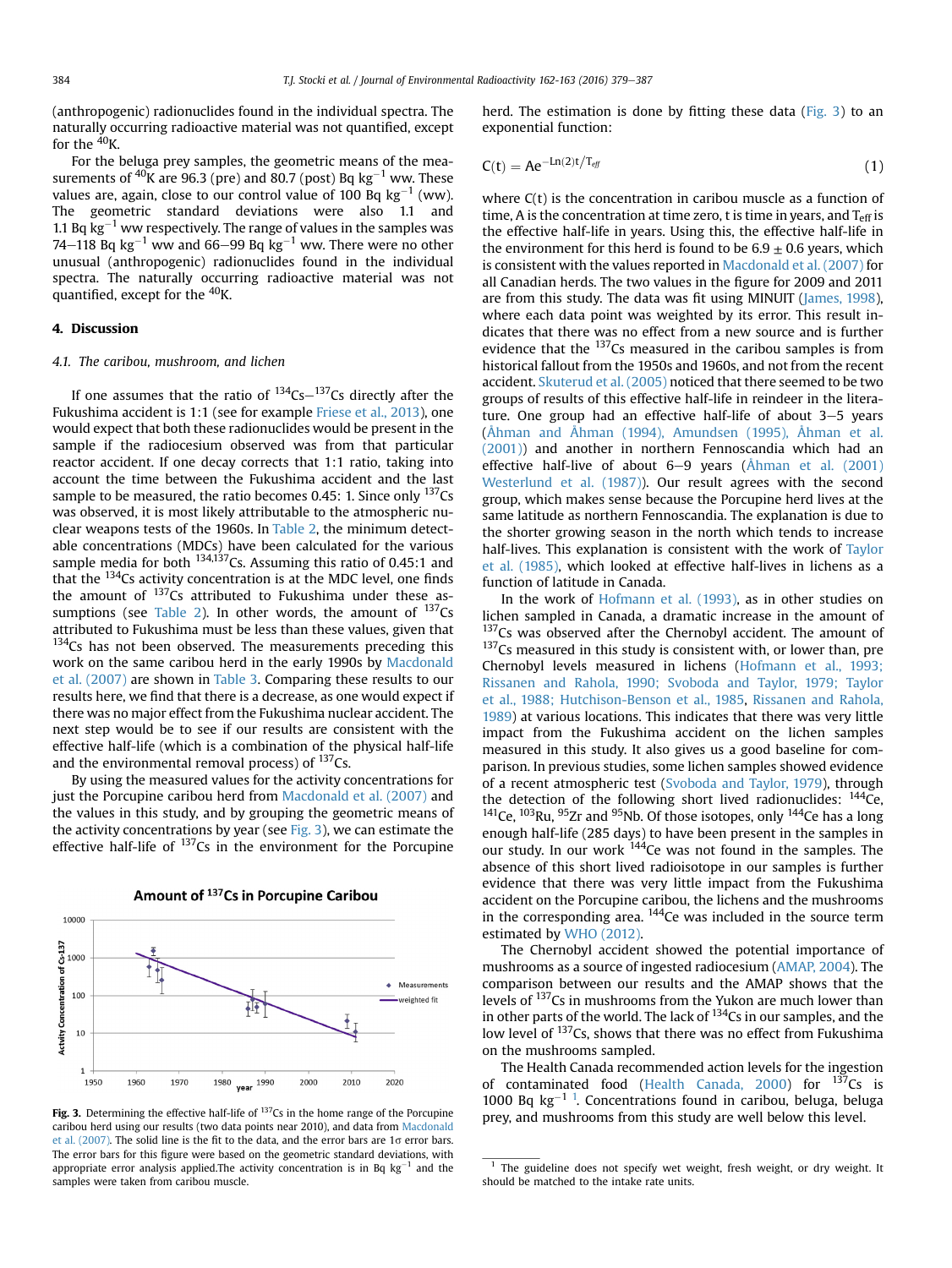(anthropogenic) radionuclides found in the individual spectra. The naturally occurring radioactive material was not quantified, except for the $^{40}$K.

For the beluga prey samples, the geometric means of the measurements of $^{40}$K are 96.3 (pre) and 80.7 (post) Bq kg$^{-1}$ ww. These values are, again, close to our control value of 100 Bq kg$^{-1}$ (ww). The geometric standard deviations were also 1.1 and 1.1 Bq kg$^{-1}$ ww respectively. The range of values in the samples was 74–118 Bq kg$^{-1}$ ww and 66–99 Bq kg$^{-1}$ ww. There were no other unusual (anthropogenic) radionuclides found in the individual spectra. The naturally occurring radioactive material was not quantified, except for the $^{40}$K.

## 4. Discussion

### 4.1. The caribou, mushroom, and lichen

If one assumes that the ratio of $^{134}$Cs–$^{137}$Cs directly after the Fukushima accident is 1:1 (see for example Friese et al., 2013), one would expect that both these radionuclides would be present in the sample if the radiocesium observed was from that particular reactor accident. If one decay corrects that 1:1 ratio, taking into account the time between the Fukushima accident and the last sample to be measured, the ratio becomes 0.45: 1. Since only $^{137}$Cs was observed, it is most likely attributable to the atmospheric nuclear weapons tests of the 1960s. In Table 2, the minimum detectable concentrations (MDCs) have been calculated for the various sample media for both $^{134,137}$Cs. Assuming this ratio of 0.45:1 and that the $^{134}$Cs activity concentration is at the MDC level, one finds the amount of $^{137}$Cs attributed to Fukushima under these assumptions (see Table 2). In other words, the amount of $^{137}$Cs attributed to Fukushima must be less than these values, given that $^{134}$Cs has not been observed. The measurements preceding this work on the same caribou herd in the early 1990s by Macdonald et al. (2007) are shown in Table 3. Comparing these results to our results here, we find that there is a decrease, as one would expect if there was no major effect from the Fukushima nuclear accident. The next step would be to see if our results are consistent with the effective half-life (which is a combination of the physical half-life and the environmental removal process) of $^{137}$Cs.

By using the measured values for the activity concentrations for just the Porcupine caribou herd from Macdonald et al. (2007) and the values in this study, and by grouping the geometric means of the activity concentrations by year (see Fig. 3), we can estimate the effective half-life of $^{137}$Cs in the environment for the Porcupine herd. The estimation is done by fitting these data (Fig. 3) to an exponential function:

$$C(t) = Ae^{-\mathrm{Ln}(2)t/T_{eff}} \tag{1}$$

where C(t) is the concentration in caribou muscle as a function of time, A is the concentration at time zero, t is time in years, and $T_{eff}$ is the effective half-life in years. Using this, the effective half-life in the environment for this herd is found to be 6.9 ± 0.6 years, which is consistent with the values reported in Macdonald et al. (2007) for all Canadian herds. The two values in the figure for 2009 and 2011 are from this study. The data was fit using MINUIT (James, 1998), where each data point was weighted by its error. This result indicates that there was no effect from a new source and is further evidence that the $^{137}$Cs measured in the caribou samples is from historical fallout from the 1950s and 1960s, and not from the recent accident. Skuterud et al. (2005) noticed that there seemed to be two groups of results of this effective half-life in reindeer in the literature. One group had an effective half-life of about 3–5 years (Åhman and Åhman (1994), Amundsen (1995), Åhman et al. (2001)) and another in northern Fennoscandia which had an effective half-live of about 6–9 years (Åhman et al. (2001) Westerlund et al. (1987)). Our result agrees with the second group, which makes sense because the Porcupine herd lives at the same latitude as northern Fennoscandia. The explanation is due to the shorter growing season in the north which tends to increase the half-lives. This explanation is consistent with the work of Taylor et al. (1985), which looked at effective half-lives in lichens as a function of latitude in Canada.

Fig. 3. Determining the effective half-life of $^{137}$Cs in the home range of the Porcupine caribou herd using our results (two data points near 2010), and data from Macdonald et al. (2007). The solid line is the fit to the data, and the error bars are 1σ error bars. The error bars for this figure were based on the geometric standard deviations, with appropriate error analysis applied.The activity concentration is in Bq kg$^{-1}$ and the samples were taken from caribou muscle.

In the work of Hofmann et al. (1993), as in other studies on lichen sampled in Canada, a dramatic increase in the amount of $^{137}$Cs was observed after the Chernobyl accident. The amount of $^{137}$Cs measured in this study is consistent with, or lower than, pre Chernobyl levels measured in lichens (Hofmann et al., 1993; Rissanen and Rahola, 1990; Svoboda and Taylor, 1979; Taylor et al., 1988; Hutchison-Benson et al., 1985, Rissanen and Rahola, 1989) at various locations. This indicates that there was very little impact from the Fukushima accident on the lichen samples measured in this study. It also gives us a good baseline for comparison. In previous studies, some lichen samples showed evidence of a recent atmospheric test (Svoboda and Taylor, 1979), through the detection of the following short lived radionuclides: $^{144}$Ce, $^{141}$Ce, $^{103}$Ru, $^{95}$Zr and $^{95}$Nb. Of those isotopes, only $^{144}$Ce has a long enough half-life (285 days) to have been present in the samples in our study. In our work $^{144}$Ce was not found in the samples. The absence of this short lived radioisotope in our samples is further evidence that there was very little impact from the Fukushima accident on the Porcupine caribou, the lichens and the mushrooms in the corresponding area. $^{144}$Ce was included in the source term estimated by WHO (2012).

The Chernobyl accident showed the potential importance of mushrooms as a source of ingested radiocesium (AMAP, 2004). The comparison between our results and the AMAP shows that the levels of $^{137}$Cs in mushrooms from the Yukon are much lower than in other parts of the world. The lack of $^{134}$Cs in our samples, and the low level of $^{137}$Cs, shows that there was no effect from Fukushima on the mushrooms sampled.

The Health Canada recommended action levels for the ingestion of contaminated food (Health Canada, 2000) for $^{137}$Cs is 1000 Bq kg$^{-1}$ [1]. Concentrations found in caribou, beluga, beluga prey, and mushrooms from this study are well below this level.

[1] The guideline does not specify wet weight, fresh weight, or dry weight. It should be matched to the intake rate units.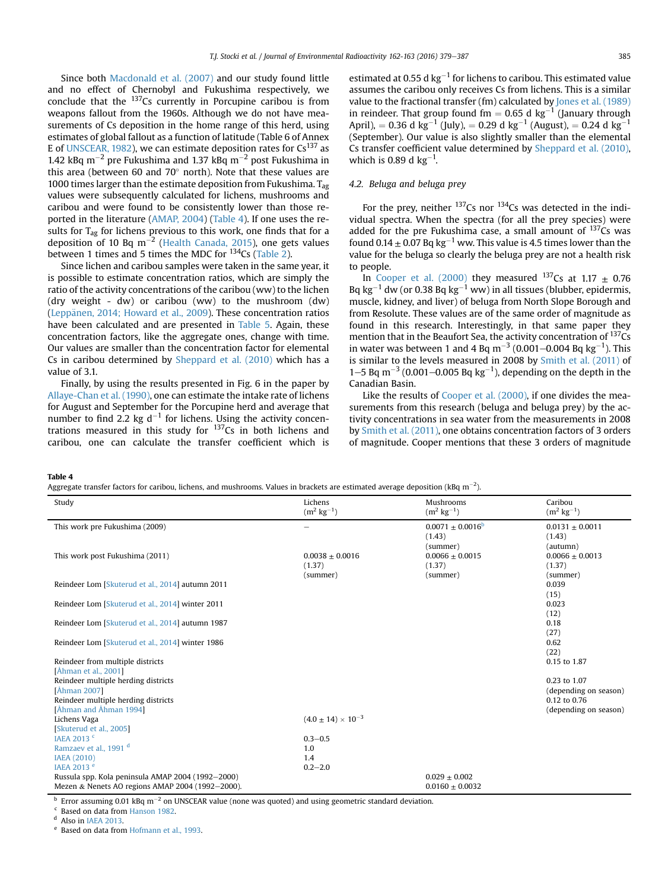Since both Macdonald et al. (2007) and our study found little and no effect of Chernobyl and Fukushima respectively, we conclude that the $^{137}$Cs currently in Porcupine caribou is from weapons fallout from the 1960s. Although we do not have measurements of Cs deposition in the home range of this herd, using estimates of global fallout as a function of latitude (Table 6 of Annex E of UNSCEAR, 1982), we can estimate deposition rates for $Cs^{137}$ as 1.42 kBq m$^{-2}$ pre Fukushima and 1.37 kBq m$^{-2}$ post Fukushima in this area (between 60 and 70° north). Note that these values are 1000 times larger than the estimate deposition from Fukushima. $T_{ag}$ values were subsequently calculated for lichens, mushrooms and caribou and were found to be consistently lower than those reported in the literature (AMAP, 2004) (Table 4). If one uses the results for $T_{ag}$ for lichens previous to this work, one finds that for a deposition of 10 Bq m$^{-2}$ (Health Canada, 2015), one gets values between 1 times and 5 times the MDC for $^{134}$Cs (Table 2).

Since lichen and caribou samples were taken in the same year, it is possible to estimate concentration ratios, which are simply the ratio of the activity concentrations of the caribou (ww) to the lichen (dry weight - dw) or caribou (ww) to the mushroom (dw) (Leppänen, 2014; Howard et al., 2009). These concentration ratios have been calculated and are presented in Table 5. Again, these concentration factors, like the aggregate ones, change with time. Our values are smaller than the concentration factor for elemental Cs in caribou determined by Sheppard et al. (2010) which has a value of 3.1.

Finally, by using the results presented in Fig. 6 in the paper by Allaye-Chan et al. (1990), one can estimate the intake rate of lichens for August and September for the Porcupine herd and average that number to find 2.2 kg d$^{-1}$ for lichens. Using the activity concentrations measured in this study for $^{137}$Cs in both lichens and caribou, one can calculate the transfer coefficient which is estimated at 0.55 d kg$^{-1}$ for lichens to caribou. This estimated value assumes the caribou only receives Cs from lichens. This is a similar value to the fractional transfer (fm) calculated by Jones et al. (1989) in reindeer. That group found fm = 0.65 d kg$^{-1}$ (January through April), = 0.36 d kg$^{-1}$ (July), = 0.29 d kg$^{-1}$ (August), = 0.24 d kg$^{-1}$ (September). Our value is also slightly smaller than the elemental Cs transfer coefficient value determined by Sheppard et al. (2010), which is 0.89 d kg$^{-1}$.

### 4.2. Beluga and beluga prey

For the prey, neither $^{137}$Cs nor $^{134}$Cs was detected in the individual spectra. When the spectra (for all the prey species) were added for the pre Fukushima case, a small amount of $^{137}$Cs was found 0.14 ± 0.07 Bq kg$^{-1}$ ww. This value is 4.5 times lower than the value for the beluga so clearly the beluga prey are not a health risk to people.

In Cooper et al. (2000) they measured $^{137}$Cs at 1.17 ± 0.76 Bq kg$^{-1}$ dw (or 0.38 Bq kg$^{-1}$ ww) in all tissues (blubber, epidermis, muscle, kidney, and liver) of beluga from North Slope Borough and from Resolute. These values are of the same order of magnitude as found in this research. Interestingly, in that same paper they mention that in the Beaufort Sea, the activity concentration of $^{137}$Cs in water was between 1 and 4 Bq m$^{-3}$ (0.001–0.004 Bq kg$^{-1}$). This is similar to the levels measured in 2008 by Smith et al. (2011) of 1–5 Bq m$^{-3}$ (0.001–0.005 Bq kg$^{-1}$), depending on the depth in the Canadian Basin.

Like the results of Cooper et al. (2000), if one divides the measurements from this research (beluga and beluga prey) by the activity concentrations in sea water from the measurements in 2008 by Smith et al. (2011), one obtains concentration factors of 3 orders of magnitude. Cooper mentions that these 3 orders of magnitude

**Table 4**
Aggregate transfer factors for caribou, lichens, and mushrooms. Values in brackets are estimated average deposition (kBq m$^{-2}$).

| Study | Lichens (m$^2$ kg$^{-1}$) | Mushrooms (m$^2$ kg$^{-1}$) | Caribou (m$^2$ kg$^{-1}$) |
|---|---|---|---|
| This work pre Fukushima (2009) | – | 0.0071 ± 0.0016[b] (1.43) (summer) | 0.0131 ± 0.0011 (1.43) (autumn) |
| This work post Fukushima (2011) | 0.0038 ± 0.0016 (1.37) (summer) | 0.0066 ± 0.0015 (1.37) (summer) | 0.0066 ± 0.0013 (1.37) (summer) |
| Reindeer Lom [Skuterud et al., 2014] autumn 2011 | | | 0.039 (15) |
| Reindeer Lom [Skuterud et al., 2014] winter 2011 | | | 0.023 (12) |
| Reindeer Lom [Skuterud et al., 2014] autumn 1987 | | | 0.18 (27) |
| Reindeer Lom [Skuterud et al., 2014] winter 1986 | | | 0.62 (22) |
| Reindeer from multiple districts [Åhman et al., 2001] | | | 0.15 to 1.87 |
| Reindeer multiple herding districts [Åhman 2007] | | | 0.23 to 1.07 (depending on season) |
| Reindeer multiple herding districts [Åhman and Åhman 1994] | | | 0.12 to 0.76 (depending on season) |
| Lichens Vaga [Skuterud et al., 2005] | (4.0 ± 14) × 10$^{-3}$ | | |
| IAEA 2013 [c] | 0.3–0.5 | | |
| Ramzaev et al., 1991 [d] | 1.0 | | |
| IAEA (2010) | 1.4 | | |
| IAEA 2013 [e] | 0.2–2.0 | | |
| Russula spp. Kola peninsula AMAP 2004 (1992–2000) | | 0.029 ± 0.002 | |
| Mezen & Nenets AO regions AMAP 2004 (1992–2000). | | 0.0160 ± 0.0032 | |

[b] Error assuming 0.01 kBq m$^{-2}$ on UNSCEAR value (none was quoted) and using geometric standard deviation.
[c] Based on data from Hanson 1982.
[d] Also in IAEA 2013.
[e] Based on data from Hofmann et al., 1993.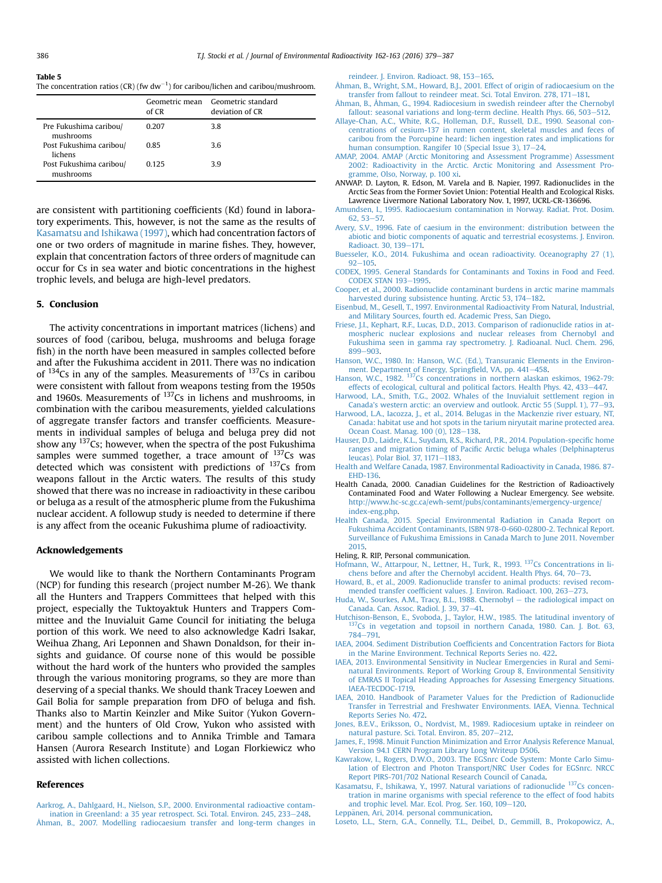**Table 5**
The concentration ratios (CR) (fw dw$^{-1}$) for caribou/lichen and caribou/mushroom.

| | Geometric mean of CR | Geometric standard deviation of CR |
|---|---|---|
| Pre Fukushima caribou/mushrooms | 0.207 | 3.8 |
| Post Fukushima caribou/lichens | 0.85 | 3.6 |
| Post Fukushima caribou/mushrooms | 0.125 | 3.9 |

are consistent with partitioning coefficients (Kd) found in laboratory experiments. This, however, is not the same as the results of Kasamatsu and Ishikawa (1997), which had concentration factors of one or two orders of magnitude in marine fishes. They, however, explain that concentration factors of three orders of magnitude can occur for Cs in sea water and biotic concentrations in the highest trophic levels, and beluga are high-level predators.

## 5. Conclusion

The activity concentrations in important matrices (lichens) and sources of food (caribou, beluga, mushrooms and beluga forage fish) in the north have been measured in samples collected before and after the Fukushima accident in 2011. There was no indication of $^{134}$Cs in any of the samples. Measurements of $^{137}$Cs in caribou were consistent with fallout from weapons testing from the 1950s and 1960s. Measurements of $^{137}$Cs in lichens and mushrooms, in combination with the caribou measurements, yielded calculations of aggregate transfer factors and transfer coefficients. Measurements in individual samples of beluga and beluga prey did not show any $^{137}$Cs; however, when the spectra of the post Fukushima samples were summed together, a trace amount of $^{137}$Cs was detected which was consistent with predictions of $^{137}$Cs from weapons fallout in the Arctic waters. The results of this study showed that there was no increase in radioactivity in these caribou or beluga as a result of the atmospheric plume from the Fukushima nuclear accident. A followup study is needed to determine if there is any affect from the oceanic Fukushima plume of radioactivity.

## Acknowledgements

We would like to thank the Northern Contaminants Program (NCP) for funding this research (project number M-26). We thank all the Hunters and Trappers Committees that helped with this project, especially the Tuktoyaktuk Hunters and Trappers Committee and the Inuvialuit Game Council for initiating the beluga portion of this work. We need to also acknowledge Kadri Isakar, Weihua Zhang, Ari Leponnen and Shawn Donaldson, for their insights and guidance. Of course none of this would be possible without the hard work of the hunters who provided the samples through the various monitoring programs, so they are more than deserving of a special thanks. We should thank Tracey Loewen and Gail Bolia for sample preparation from DFO of beluga and fish. Thanks also to Martin Keinzler and Mike Suitor (Yukon Government) and the hunters of Old Crow, Yukon who assisted with caribou sample collections and to Annika Trimble and Tamara Hansen (Aurora Research Institute) and Logan Florkiewicz who assisted with lichen collections.

## References

Aarkrog, A., Dahlgaard, H., Nielson, S.P., 2000. Environmental radioactive contamination in Greenland: a 35 year retrospect. Sci. Total. Environ. 245, 233–248.

Åhman, B., 2007. Modelling radiocaesium transfer and long-term changes in reindeer. J. Environ. Radioact. 98, 153–165.

Åhman, B., Wright, S.M., Howard, B.J., 2001. Effect of origin of radiocaesium on the transfer from fallout to reindeer meat. Sci. Total Environ. 278, 171–181.

Åhman, B., Åhman, G., 1994. Radiocesium in swedish reindeer after the Chernobyl fallout: seasonal variations and long-term decline. Health Phys. 66, 503–512.

Allaye-Chan, A.C., White, R.G., Holleman, D.F., Russell, D.E., 1990. Seasonal concentrations of cesium-137 in rumen content, skeletal muscles and feces of caribou from the Porcupine heard: lichen ingestion rates and implications for human consumption. Rangifer 10 (Special Issue 3), 17–24.

AMAP, 2004. AMAP (Arctic Monitoring and Assessment Programme) Assessment 2002: Radioactivity in the Arctic. Arctic Monitoring and Assessment Programme, Olso, Norway, p. 100 xi.

ANWAP. D. Layton, R. Edson, M. Varela and B. Napier, 1997. Radionuclides in the Arctic Seas from the Former Soviet Union: Potential Health and Ecological Risks. Lawrence Livermore National Laboratory Nov. 1, 1997, UCRL-CR-136696.

Amundsen, I., 1995. Radiocaesium contamination in Norway. Radiat. Prot. Dosim. 62, 53–57.

Avery, S.V., 1996. Fate of caesium in the environment: distribution between the abiotic and biotic components of aquatic and terrestrial ecosystems. J. Environ. Radioact. 30, 139–171.

Buesseler, K.O., 2014. Fukushima and ocean radioactivity. Oceanography 27 (1), 92–105.

CODEX, 1995. General Standards for Contaminants and Toxins in Food and Feed. CODEX STAN 193–1995.

Cooper, et al., 2000. Radionuclide contaminant burdens in arctic marine mammals harvested during subsistence hunting. Arctic 53, 174–182.

Eisenbud, M., Gesell, T., 1997. Environmental Radioactivity From Natural, Industrial, and Military Sources, fourth ed. Academic Press, San Diego.

Friese, J.I., Kephart, R.F., Lucas, D.D., 2013. Comparison of radionuclide ratios in atmospheric nuclear explosions and nuclear releases from Chernobyl and Fukushima seen in gamma ray spectrometry. J. Radioanal. Nucl. Chem. 296, 899–903.

Hanson, W.C., 1980. In: Hanson, W.C. (Ed.), Transuranic Elements in the Environment. Department of Energy, Springfield, VA, pp. 441–458.

Hanson, W.C., 1982. $^{137}$Cs concentrations in northern alaskan eskimos, 1962-79: effects of ecological, cultural and political factors. Health Phys. 42, 433–447.

Harwood, L.A., Smith, T.G., 2002. Whales of the Inuvialuit settlement region in Canada's western arctic: an overview and outlook. Arctic 55 (Suppl. 1), 77–93.

Harwood, L.A., Iacozza, J., et al., 2014. Belugas in the Mackenzie river estuary, NT, Canada: habitat use and hot spots in the tarium niryutait marine protected area. Ocean Coast. Manag. 100 (0), 128–138.

Hauser, D.D., Laidre, K.L., Suydam, R.S., Richard, P.R., 2014. Population-specific home ranges and migration timing of Pacific Arctic beluga whales (Delphinapterus leucas). Polar Biol. 37, 1171–1183.

Health and Welfare Canada, 1987. Environmental Radioactivity in Canada, 1986. 87-EHD-136.

Health Canada, 2000. Canadian Guidelines for the Restriction of Radioactively Contaminated Food and Water Following a Nuclear Emergency. See website. http://www.hc-sc.gc.ca/ewh-semt/pubs/contaminants/emergency-urgence/index-eng.php.

Health Canada, 2015. Special Environmental Radiation in Canada Report on Fukushima Accident Contaminants, ISBN 978-0-660-02800-2. Technical Report. Surveillance of Fukushima Emissions in Canada March to June 2011. November 2015.

Heling, R. RIP, Personal communication.

Hofmann, W., Attarpour, N., Lettner, H., Turk, R., 1993. $^{137}$Cs Concentrations in lichens before and after the Chernobyl accident. Health Phys. 64, 70–73.

Howard, B., et al., 2009. Radionuclide transfer to animal products: revised recommended transfer coefficient values. J. Environ. Radioact. 100, 263–273.

Huda, W., Sourkes, A.M., Tracy, B.L., 1988. Chernobyl — the radiological impact on Canada. Can. Assoc. Radiol. J. 39, 37–41.

Hutchison-Benson, E., Svoboda, J., Taylor, H.W., 1985. The latitudinal inventory of $^{137}$Cs in vegetation and topsoil in northern Canada, 1980. Can. J. Bot. 63, 784–791.

IAEA, 2004. Sediment Distribution Coefficients and Concentration Factors for Biota in the Marine Environment. Technical Reports Series no. 422.

IAEA, 2013. Environmental Sensitivity in Nuclear Emergencies in Rural and Semi-natural Environments. Report of Working Group 8, Environmental Sensitivity of EMRAS II Topical Heading Approaches for Assessing Emergency Situations. IAEA-TECDOC-1719.

IAEA, 2010. Handbook of Parameter Values for the Prediction of Radionuclide Transfer in Terrestrial and Freshwater Environments. IAEA, Vienna. Technical Reports Series No. 472.

Jones, B.E.V., Eriksson, O., Nordvist, M., 1989. Radiocesium uptake in reindeer on natural pasture. Sci. Total. Environ. 85, 207–212.

James, F., 1998. Minuit Function Minimization and Error Analysis Reference Manual, Version 94.1 CERN Program Library Long Writeup D506.

Kawrakow, I., Rogers, D.W.O., 2003. The EGSnrc Code System: Monte Carlo Simulation of Electron and Photon Transport/NRC User Codes for EGSnrc. NRCC Report PIRS-701/702 National Research Council of Canada.

Kasamatsu, F., Ishikawa, Y., 1997. Natural variations of radionuclide $^{137}$Cs concentration in marine organisms with special reference to the effect of food habits and trophic level. Mar. Ecol. Prog. Ser. 160, 109–120.

Leppänen, Ari, 2014. personal communication.

Loseto, L.L., Stern, G.A., Connelly, T.L., Deibel, D., Gemmill, B., Prokopowicz, A.,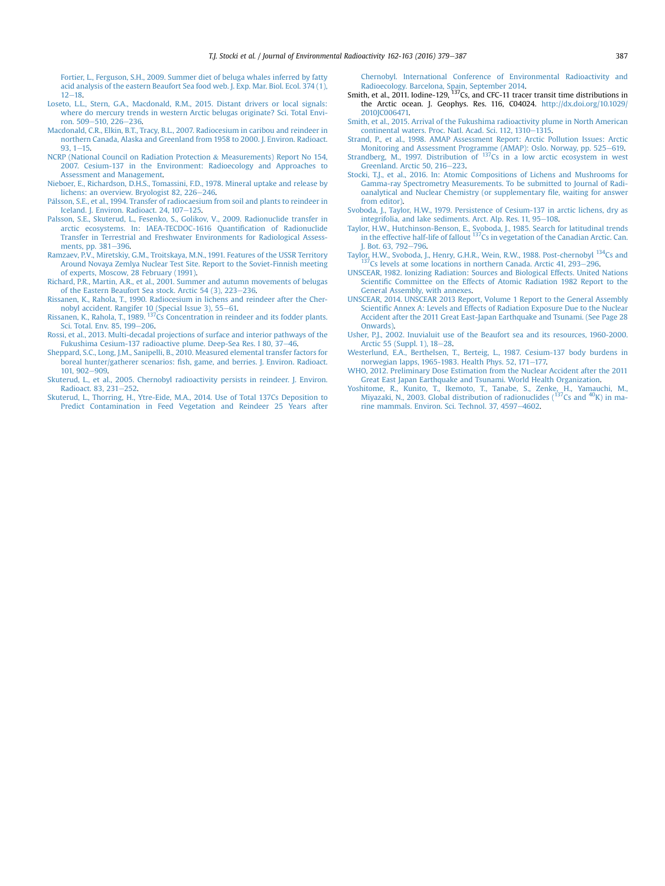Fortier, L., Ferguson, S.H., 2009. Summer diet of beluga whales inferred by fatty acid analysis of the eastern Beaufort Sea food web. J. Exp. Mar. Biol. Ecol. 374 (1), 12–18.

Loseto, L.L., Stern, G.A., Macdonald, R.M., 2015. Distant drivers or local signals: where do mercury trends in western Arctic belugas originate? Sci. Total Environ. 509–510, 226–236.

Macdonald, C.R., Elkin, B.T., Tracy, B.L., 2007. Radiocesium in caribou and reindeer in northern Canada, Alaska and Greenland from 1958 to 2000. J. Environ. Radioact. 93, 1–15.

NCRP (National Council on Radiation Protection & Measurements) Report No 154, 2007. Cesium-137 in the Environment: Radioecology and Approaches to Assessment and Management.

Nieboer, E., Richardson, D.H.S., Tomassini, F.D., 1978. Mineral uptake and release by lichens: an overview. Bryologist 82, 226–246.

Pálsson, S.E., et al., 1994. Transfer of radiocaesium from soil and plants to reindeer in Iceland. J. Environ. Radioact. 24, 107–125.

Palsson, S.E., Skuterud, L., Fesenko, S., Golikov, V., 2009. Radionuclide transfer in arctic ecosystems. In: IAEA-TECDOC-1616 Quantification of Radionuclide Transfer in Terrestrial and Freshwater Environments for Radiological Assessments, pp. 381–396.

Ramzaev, P.V., Miretskiy, G.M., Troitskaya, M.N., 1991. Features of the USSR Territory Around Novaya Zemlya Nuclear Test Site. Report to the Soviet-Finnish meeting of experts, Moscow, 28 February (1991).

Richard, P.R., Martin, A.R., et al., 2001. Summer and autumn movements of belugas of the Eastern Beaufort Sea stock. Arctic 54 (3), 223–236.

Rissanen, K., Rahola, T., 1990. Radiocesium in lichens and reindeer after the Chernobyl accident. Rangifer 10 (Special Issue 3), 55–61.

Rissanen, K., Rahola, T., 1989. $^{137}$Cs Concentration in reindeer and its fodder plants. Sci. Total. Env. 85, 199–206.

Rossi, et al., 2013. Multi-decadal projections of surface and interior pathways of the Fukushima Cesium-137 radioactive plume. Deep-Sea Res. I 80, 37–46.

Sheppard, S.C., Long, J.M., Sanipelli, B., 2010. Measured elemental transfer factors for boreal hunter/gatherer scenarios: fish, game, and berries. J. Environ. Radioact. 101, 902–909.

Skuterud, L., et al., 2005. Chernobyl radioactivity persists in reindeer. J. Environ. Radioact. 83, 231–252.

Skuterud, L., Thorring, H., Ytre-Eide, M.A., 2014. Use of Total 137Cs Deposition to Predict Contamination in Feed Vegetation and Reindeer 25 Years after Chernobyl. International Conference of Environmental Radioactivity and Radioecology. Barcelona, Spain, September 2014.

Smith, et al., 2011. Iodine-129, $^{137}$Cs, and CFC-11 tracer transit time distributions in the Arctic ocean. J. Geophys. Res. 116, C04024. http://dx.doi.org/10.1029/2010JC006471.

Smith, et al., 2015. Arrival of the Fukushima radioactivity plume in North American continental waters. Proc. Natl. Acad. Sci. 112, 1310–1315.

Strand, P., et al., 1998. AMAP Assessment Report: Arctic Pollution Issues: Arctic Monitoring and Assessment Programme (AMAP): Oslo. Norway, pp. 525–619.

Strandberg, M., 1997. Distribution of $^{137}$Cs in a low arctic ecosystem in west Greenland. Arctic 50, 216–223.

Stocki, T.J., et al., 2016. In: Atomic Compositions of Lichens and Mushrooms for Gamma-ray Spectrometry Measurements. To be submitted to Journal of Radioanalytical and Nuclear Chemistry (or supplementary file, waiting for answer from editor).

Svoboda, J., Taylor, H.W., 1979. Persistence of Cesium-137 in arctic lichens, dry as integrifolia, and lake sediments. Arct. Alp. Res. 11, 95–108.

Taylor, H.W., Hutchinson-Benson, E., Svoboda, J., 1985. Search for latitudinal trends in the effective half-life of fallout $^{137}$Cs in vegetation of the Canadian Arctic. Can. J. Bot. 63, 792–796.

Taylor, H.W., Svoboda, J., Henry, G.H.R., Wein, R.W., 1988. Post-chernobyl $^{134}$Cs and $^{137}$Cs levels at some locations in northern Canada. Arctic 41, 293–296.

UNSCEAR, 1982. Ionizing Radiation: Sources and Biological Effects. United Nations Scientific Committee on the Effects of Atomic Radiation 1982 Report to the General Assembly, with annexes.

UNSCEAR, 2014. UNSCEAR 2013 Report, Volume 1 Report to the General Assembly Scientific Annex A: Levels and Effects of Radiation Exposure Due to the Nuclear Accident after the 2011 Great East-Japan Earthquake and Tsunami. (See Page 28 Onwards).

Usher, P.J., 2002. Inuvialuit use of the Beaufort sea and its resources, 1960-2000. Arctic 55 (Suppl. 1), 18–28.

Westerlund, E.A., Berthelsen, T., Berteig, L., 1987. Cesium-137 body burdens in norwegian lapps, 1965-1983. Health Phys. 52, 171–177.

WHO, 2012. Preliminary Dose Estimation from the Nuclear Accident after the 2011 Great East Japan Earthquake and Tsunami. World Health Organization.

Yoshitome, R., Kunito, T., Ikemoto, T., Tanabe, S., Zenke, H., Yamauchi, M., Miyazaki, N., 2003. Global distribution of radionuclides ($^{137}$Cs and $^{40}$K) in marine mammals. Environ. Sci. Technol. 37, 4597–4602.